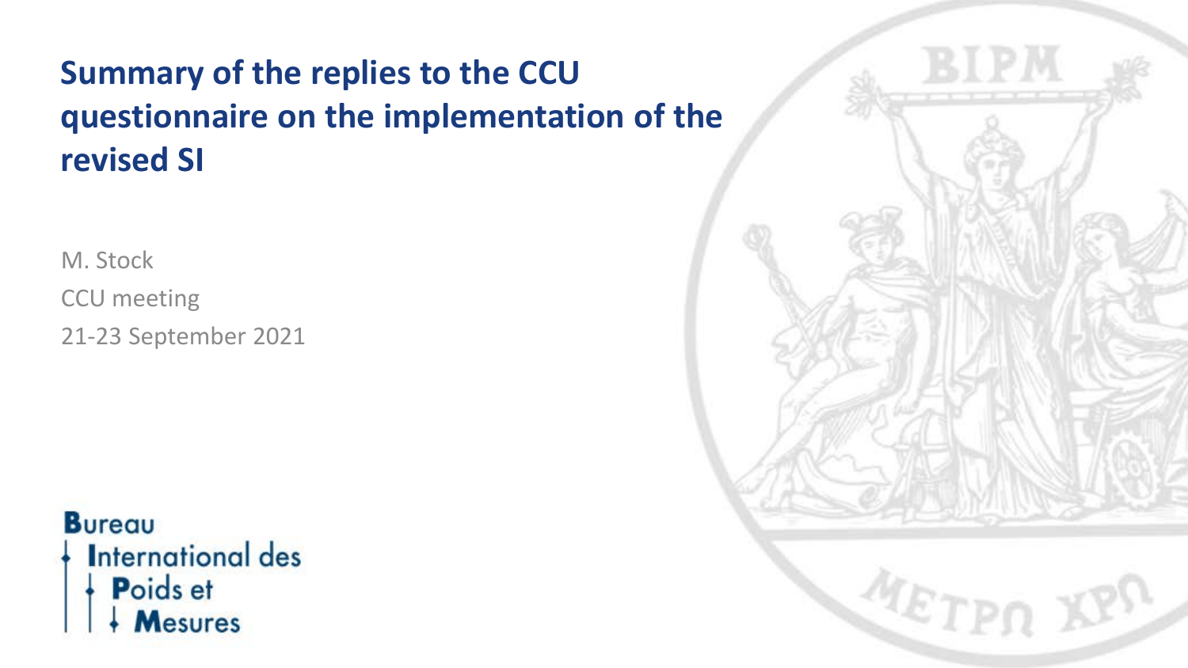# Summary of the replies to the CCU questionnaire on the implementation of the revised SI

M. Stock

CCU meeting

21-23 September 2021

Bureau International des Poids et Mesures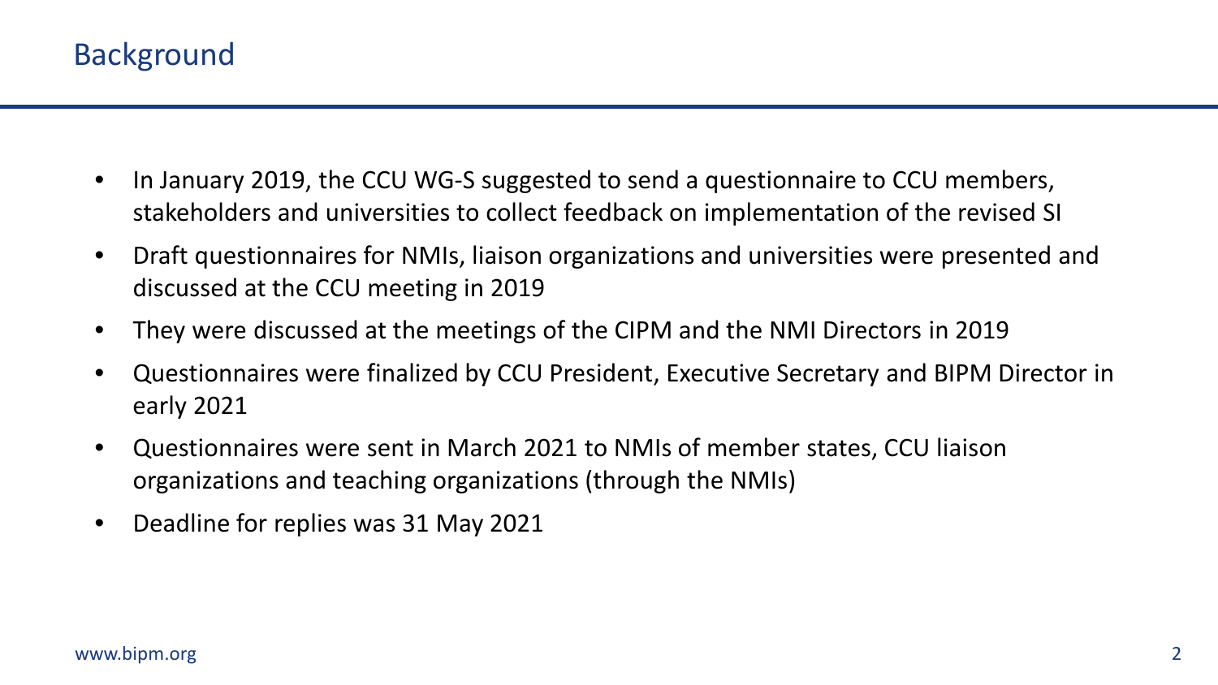# Background

- In January 2019, the CCU WG-S suggested to send a questionnaire to CCU members, stakeholders and universities to collect feedback on implementation of the revised SI
- Draft questionnaires for NMIs, liaison organizations and universities were presented and discussed at the CCU meeting in 2019
- They were discussed at the meetings of the CIPM and the NMI Directors in 2019
- Questionnaires were finalized by CCU President, Executive Secretary and BIPM Director in early 2021
- Questionnaires were sent in March 2021 to NMIs of member states, CCU liaison organizations and teaching organizations (through the NMIs)
- Deadline for replies was 31 May 2021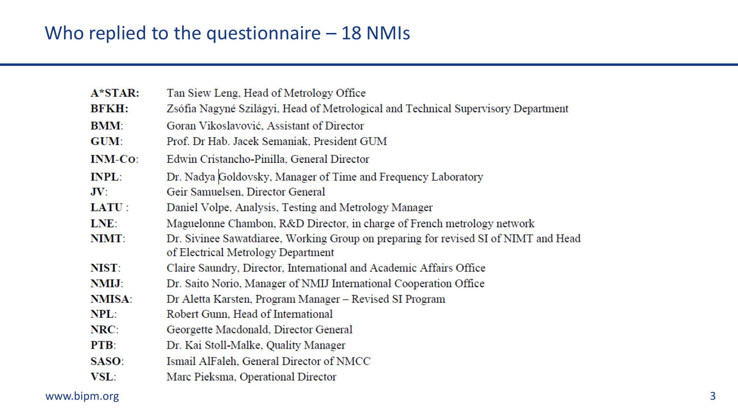# Who replied to the questionnaire – 18 NMIs

**A*STAR:** Tan Siew Leng, Head of Metrology Office

**BFKH:** Zsófia Nagyné Szilágyi, Head of Metrological and Technical Supervisory Department

**BMM:** Goran Vikoslavović, Assistant of Director

**GUM:** Prof. Dr Hab. Jacek Semaniak, President GUM

**INM-Co:** Edwin Cristancho-Pinilla, General Director

**INPL:** Dr. Nadya Goldovsky, Manager of Time and Frequency Laboratory

**JV:** Geir Samuelsen, Director General

**LATU:** Daniel Volpe, Analysis, Testing and Metrology Manager

**LNE:** Maguelonne Chambon, R&D Director, in charge of French metrology network

**NIMT:** Dr. Sivinee Sawatdiaree, Working Group on preparing for revised SI of NIMT and Head of Electrical Metrology Department

**NIST:** Claire Saundry, Director, International and Academic Affairs Office

**NMIJ:** Dr. Saito Norio, Manager of NMIJ International Cooperation Office

**NMISA:** Dr Aletta Karsten, Program Manager – Revised SI Program

**NPL:** Robert Gunn, Head of International

**NRC:** Georgette Macdonald, Director General

**PTB:** Dr. Kai Stoll-Malke, Quality Manager

**SASO:** Ismail AlFaleh, General Director of NMCC

**VSL:** Marc Pieksma, Operational Director

www.bipm.org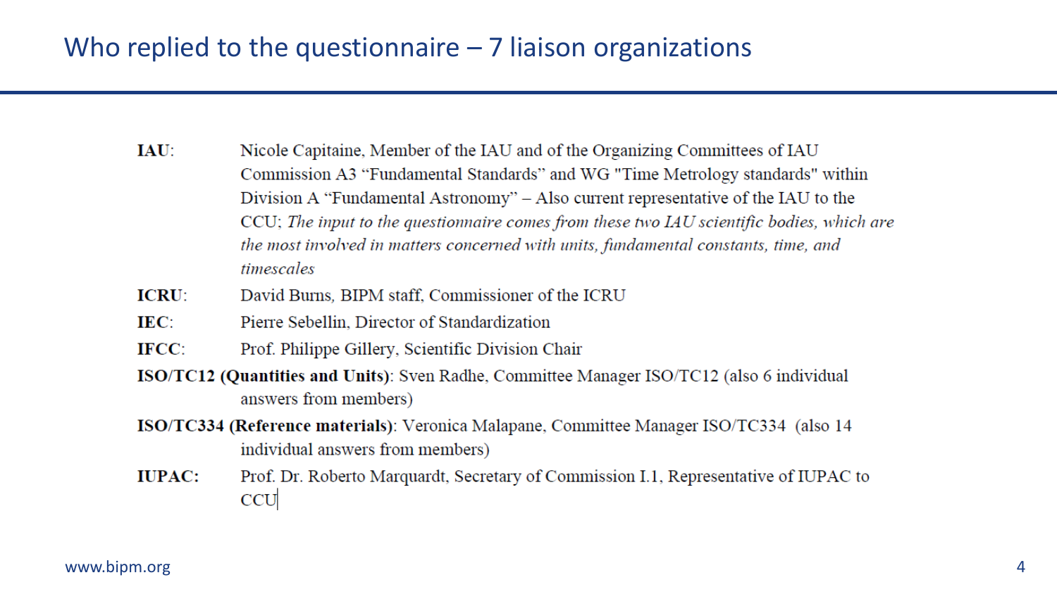# Who replied to the questionnaire – 7 liaison organizations

**IAU**: Nicole Capitaine, Member of the IAU and of the Organizing Committees of IAU Commission A3 "Fundamental Standards" and WG "Time Metrology standards" within Division A "Fundamental Astronomy" – Also current representative of the IAU to the CCU; *The input to the questionnaire comes from these two IAU scientific bodies, which are the most involved in matters concerned with units, fundamental constants, time, and timescales*

**ICRU**: David Burns, BIPM staff, Commissioner of the ICRU

**IEC**: Pierre Sebellin, Director of Standardization

**IFCC**: Prof. Philippe Gillery, Scientific Division Chair

**ISO/TC12 (Quantities and Units)**: Sven Radhe, Committee Manager ISO/TC12 (also 6 individual answers from members)

**ISO/TC334 (Reference materials)**: Veronica Malapane, Committee Manager ISO/TC334 (also 14 individual answers from members)

**IUPAC**: Prof. Dr. Roberto Marquardt, Secretary of Commission I.1, Representative of IUPAC to CCU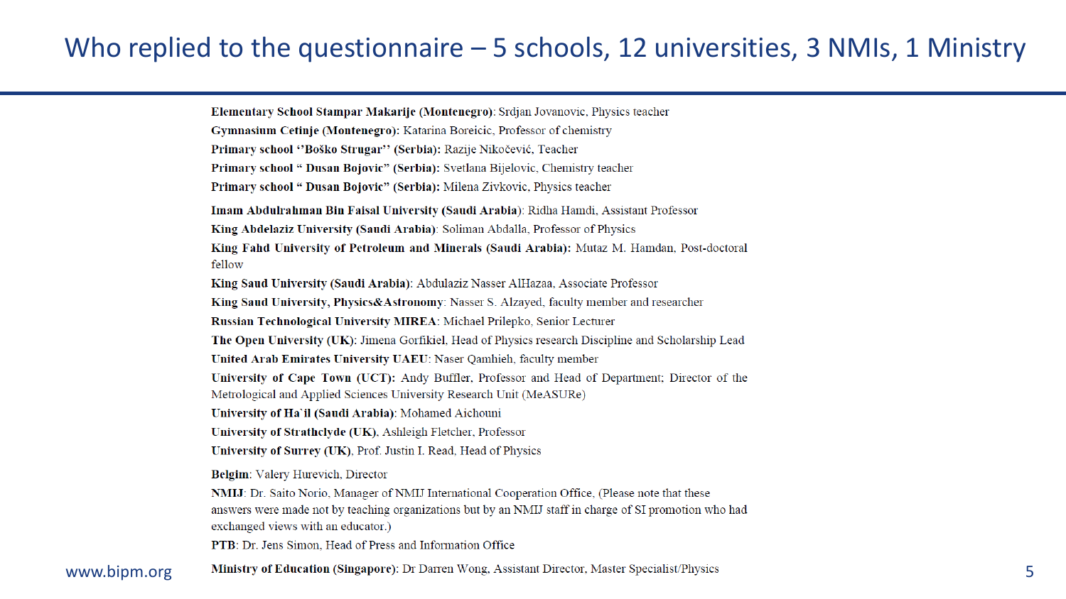# Who replied to the questionnaire – 5 schools, 12 universities, 3 NMIs, 1 Ministry

**Elementary School Stampar Makarije (Montenegro):** Srdjan Jovanovic, Physics teacher
**Gymnasium Cetinje (Montenegro):** Katarina Boreicic, Professor of chemistry
**Primary school ''Boško Strugar'' (Serbia):** Razije Nikočević, Teacher
**Primary school " Dusan Bojovic" (Serbia):** Svetlana Bijelovic, Chemistry teacher
**Primary school " Dusan Bojovic" (Serbia):** Milena Zivkovic, Physics teacher

**Imam Abdulrahman Bin Faisal University (Saudi Arabia)**: Ridha Hamdi, Assistant Professor
**King Abdelaziz University (Saudi Arabia)**: Soliman Abdalla, Professor of Physics
**King Fahd University of Petroleum and Minerals (Saudi Arabia):** Mutaz M. Hamdan, Post-doctoral fellow
**King Saud University (Saudi Arabia)**: Abdulaziz Nasser AlHazaa, Associate Professor
**King Saud University, Physics&Astronomy**: Nasser S. Alzayed, faculty member and researcher
**Russian Technological University MIREA**: Michael Prilepko, Senior Lecturer
**The Open University (UK)**: Jimena Gorfikiel, Head of Physics research Discipline and Scholarship Lead
**United Arab Emirates University UAEU**: Naser Qamhieh, faculty member
**University of Cape Town (UCT):** Andy Buffler, Professor and Head of Department; Director of the Metrological and Applied Sciences University Research Unit (MeASURe)
**University of Ha`il (Saudi Arabia)**: Mohamed Aichouni
**University of Strathclyde (UK)**, Ashleigh Fletcher, Professor
**University of Surrey (UK)**, Prof. Justin I. Read, Head of Physics

**Belgim**: Valery Hurevich, Director
**NMIJ**: Dr. Saito Norio, Manager of NMIJ International Cooperation Office, (Please note that these answers were made not by teaching organizations but by an NMIJ staff in charge of SI promotion who had exchanged views with an educator.)
**PTB**: Dr. Jens Simon, Head of Press and Information Office

**Ministry of Education (Singapore)**: Dr Darren Wong, Assistant Director, Master Specialist/Physics

www.bipm.org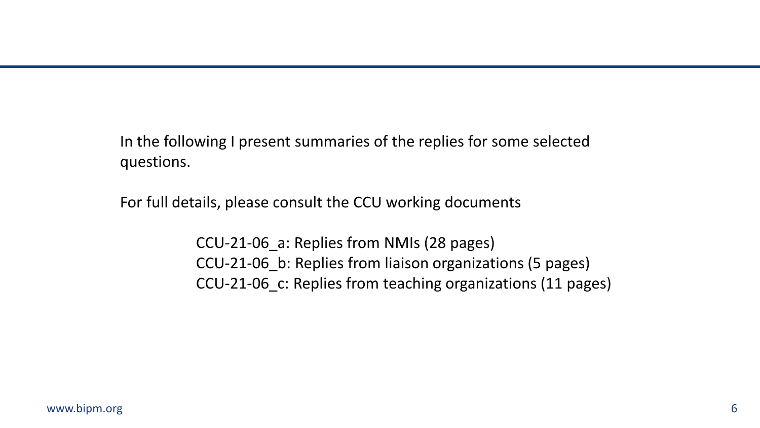In the following I present summaries of the replies for some selected questions.

For full details, please consult the CCU working documents

- CCU-21-06_a: Replies from NMIs (28 pages)
- CCU-21-06_b: Replies from liaison organizations (5 pages)
- CCU-21-06_c: Replies from teaching organizations (11 pages)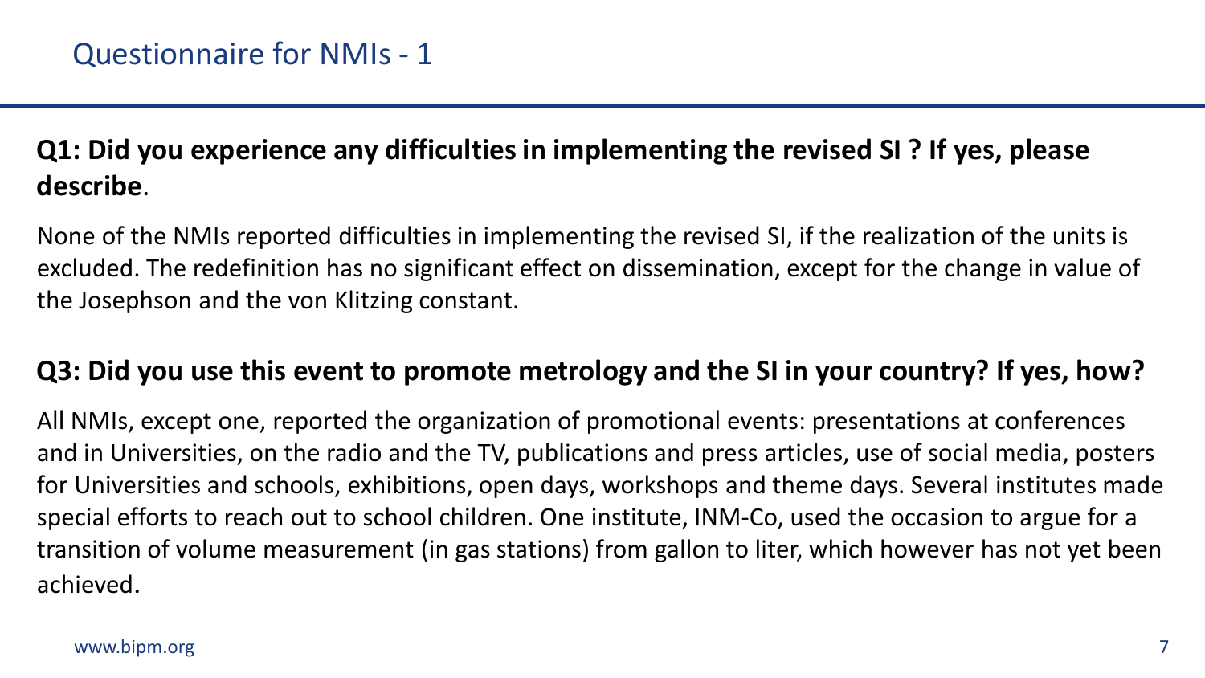# Questionnaire for NMIs - 1

**Q1: Did you experience any difficulties in implementing the revised SI ? If yes, please describe**.

None of the NMIs reported difficulties in implementing the revised SI, if the realization of the units is excluded. The redefinition has no significant effect on dissemination, except for the change in value of the Josephson and the von Klitzing constant.

**Q3: Did you use this event to promote metrology and the SI in your country? If yes, how?**

All NMIs, except one, reported the organization of promotional events: presentations at conferences and in Universities, on the radio and the TV, publications and press articles, use of social media, posters for Universities and schools, exhibitions, open days, workshops and theme days. Several institutes made special efforts to reach out to school children. One institute, INM-Co, used the occasion to argue for a transition of volume measurement (in gas stations) from gallon to liter, which however has not yet been achieved.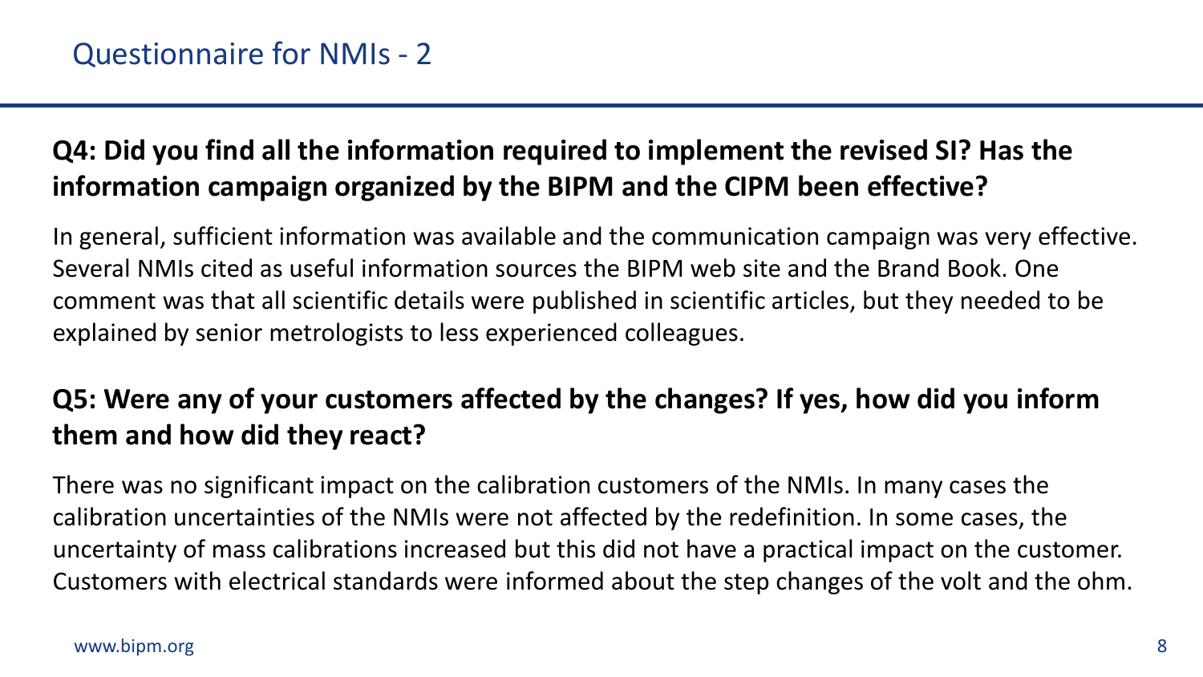# Questionnaire for NMIs - 2

**Q4: Did you find all the information required to implement the revised SI? Has the information campaign organized by the BIPM and the CIPM been effective?**

In general, sufficient information was available and the communication campaign was very effective. Several NMIs cited as useful information sources the BIPM web site and the Brand Book. One comment was that all scientific details were published in scientific articles, but they needed to be explained by senior metrologists to less experienced colleagues.

**Q5: Were any of your customers affected by the changes? If yes, how did you inform them and how did they react?**

There was no significant impact on the calibration customers of the NMIs. In many cases the calibration uncertainties of the NMIs were not affected by the redefinition. In some cases, the uncertainty of mass calibrations increased but this did not have a practical impact on the customer. Customers with electrical standards were informed about the step changes of the volt and the ohm.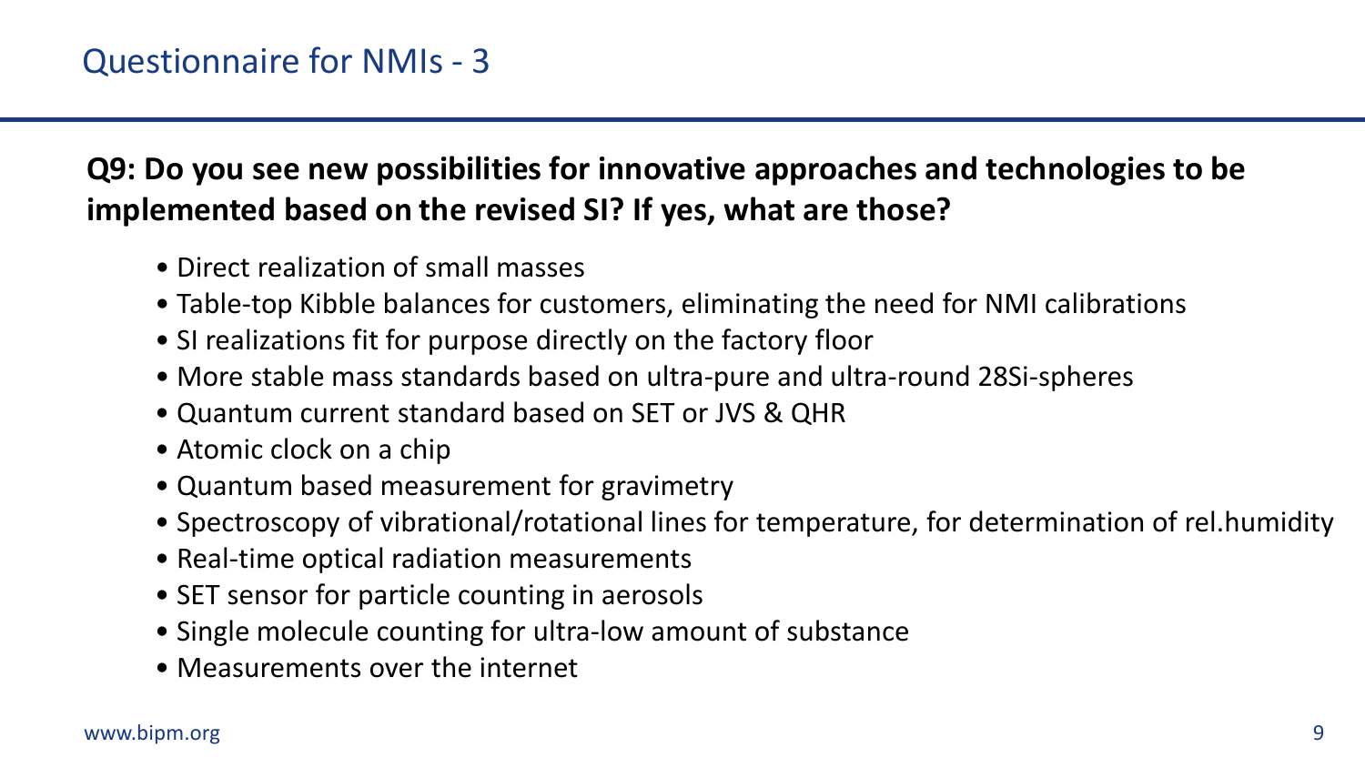# Questionnaire for NMIs - 3

**Q9: Do you see new possibilities for innovative approaches and technologies to be implemented based on the revised SI? If yes, what are those?**

- Direct realization of small masses
- Table-top Kibble balances for customers, eliminating the need for NMI calibrations
- SI realizations fit for purpose directly on the factory floor
- More stable mass standards based on ultra-pure and ultra-round 28Si-spheres
- Quantum current standard based on SET or JVS & QHR
- Atomic clock on a chip
- Quantum based measurement for gravimetry
- Spectroscopy of vibrational/rotational lines for temperature, for determination of rel.humidity
- Real-time optical radiation measurements
- SET sensor for particle counting in aerosols
- Single molecule counting for ultra-low amount of substance
- Measurements over the internet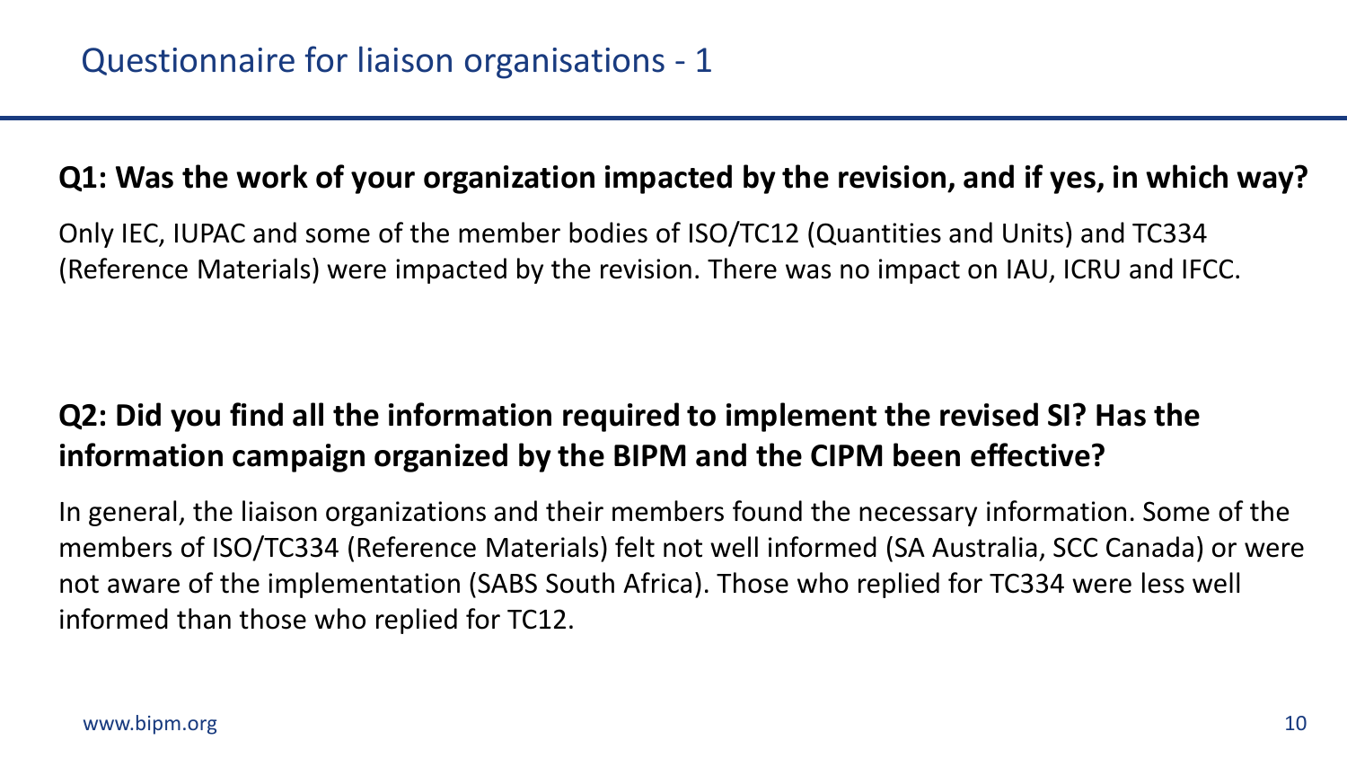# Questionnaire for liaison organisations - 1

**Q1: Was the work of your organization impacted by the revision, and if yes, in which way?**

Only IEC, IUPAC and some of the member bodies of ISO/TC12 (Quantities and Units) and TC334 (Reference Materials) were impacted by the revision. There was no impact on IAU, ICRU and IFCC.

**Q2: Did you find all the information required to implement the revised SI? Has the information campaign organized by the BIPM and the CIPM been effective?**

In general, the liaison organizations and their members found the necessary information. Some of the members of ISO/TC334 (Reference Materials) felt not well informed (SA Australia, SCC Canada) or were not aware of the implementation (SABS South Africa). Those who replied for TC334 were less well informed than those who replied for TC12.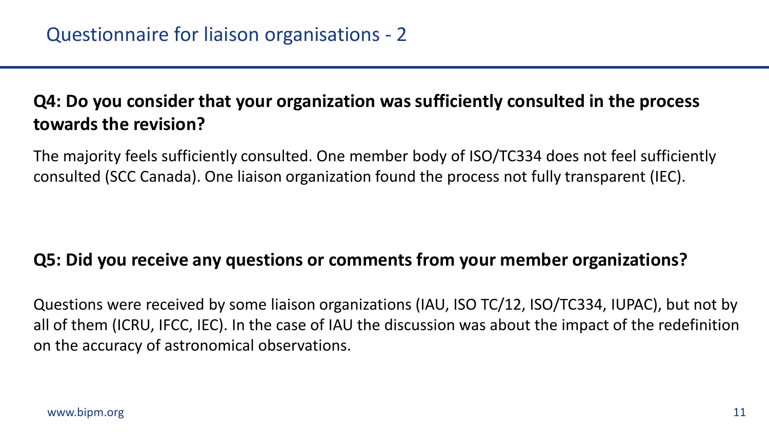# Questionnaire for liaison organisations - 2

**Q4: Do you consider that your organization was sufficiently consulted in the process towards the revision?**

The majority feels sufficiently consulted. One member body of ISO/TC334 does not feel sufficiently consulted (SCC Canada). One liaison organization found the process not fully transparent (IEC).

**Q5: Did you receive any questions or comments from your member organizations?**

Questions were received by some liaison organizations (IAU, ISO TC/12, ISO/TC334, IUPAC), but not by all of them (ICRU, IFCC, IEC). In the case of IAU the discussion was about the impact of the redefinition on the accuracy of astronomical observations.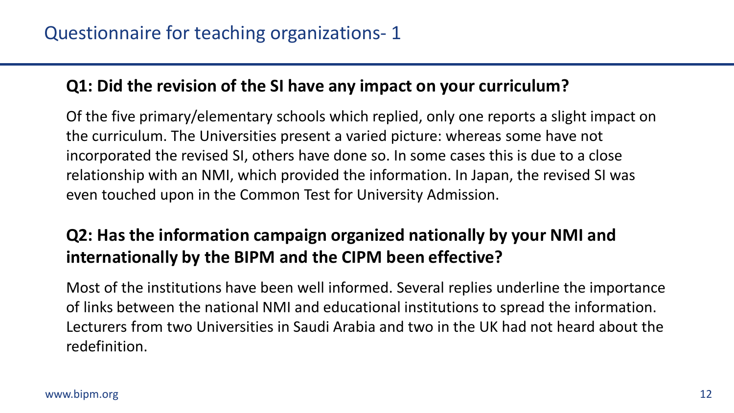# Questionnaire for teaching organizations- 1

## Q1: Did the revision of the SI have any impact on your curriculum?

Of the five primary/elementary schools which replied, only one reports a slight impact on the curriculum. The Universities present a varied picture: whereas some have not incorporated the revised SI, others have done so. In some cases this is due to a close relationship with an NMI, which provided the information. In Japan, the revised SI was even touched upon in the Common Test for University Admission.

## Q2: Has the information campaign organized nationally by your NMI and internationally by the BIPM and the CIPM been effective?

Most of the institutions have been well informed. Several replies underline the importance of links between the national NMI and educational institutions to spread the information. Lecturers from two Universities in Saudi Arabia and two in the UK had not heard about the redefinition.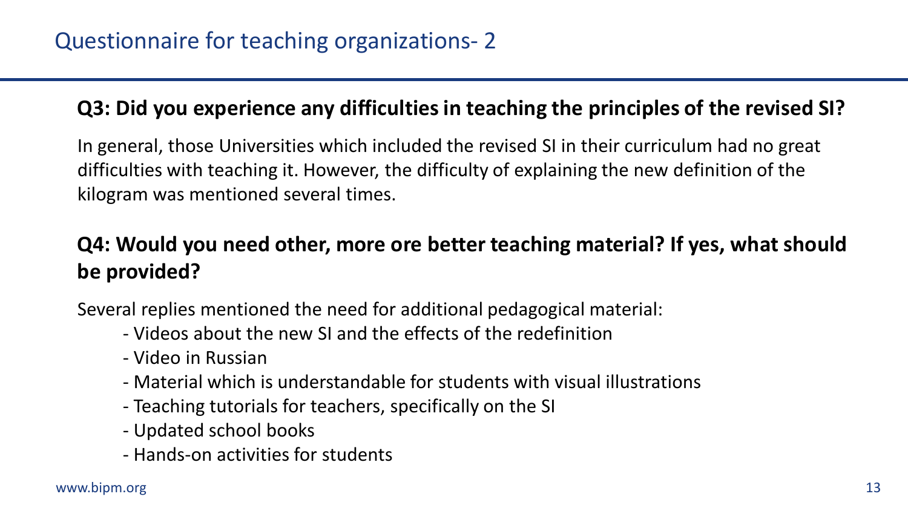# Questionnaire for teaching organizations- 2

**Q3: Did you experience any difficulties in teaching the principles of the revised SI?**

In general, those Universities which included the revised SI in their curriculum had no great difficulties with teaching it. However, the difficulty of explaining the new definition of the kilogram was mentioned several times.

**Q4: Would you need other, more ore better teaching material? If yes, what should be provided?**

Several replies mentioned the need for additional pedagogical material:

- Videos about the new SI and the effects of the redefinition
- Video in Russian
- Material which is understandable for students with visual illustrations
- Teaching tutorials for teachers, specifically on the SI
- Updated school books
- Hands-on activities for students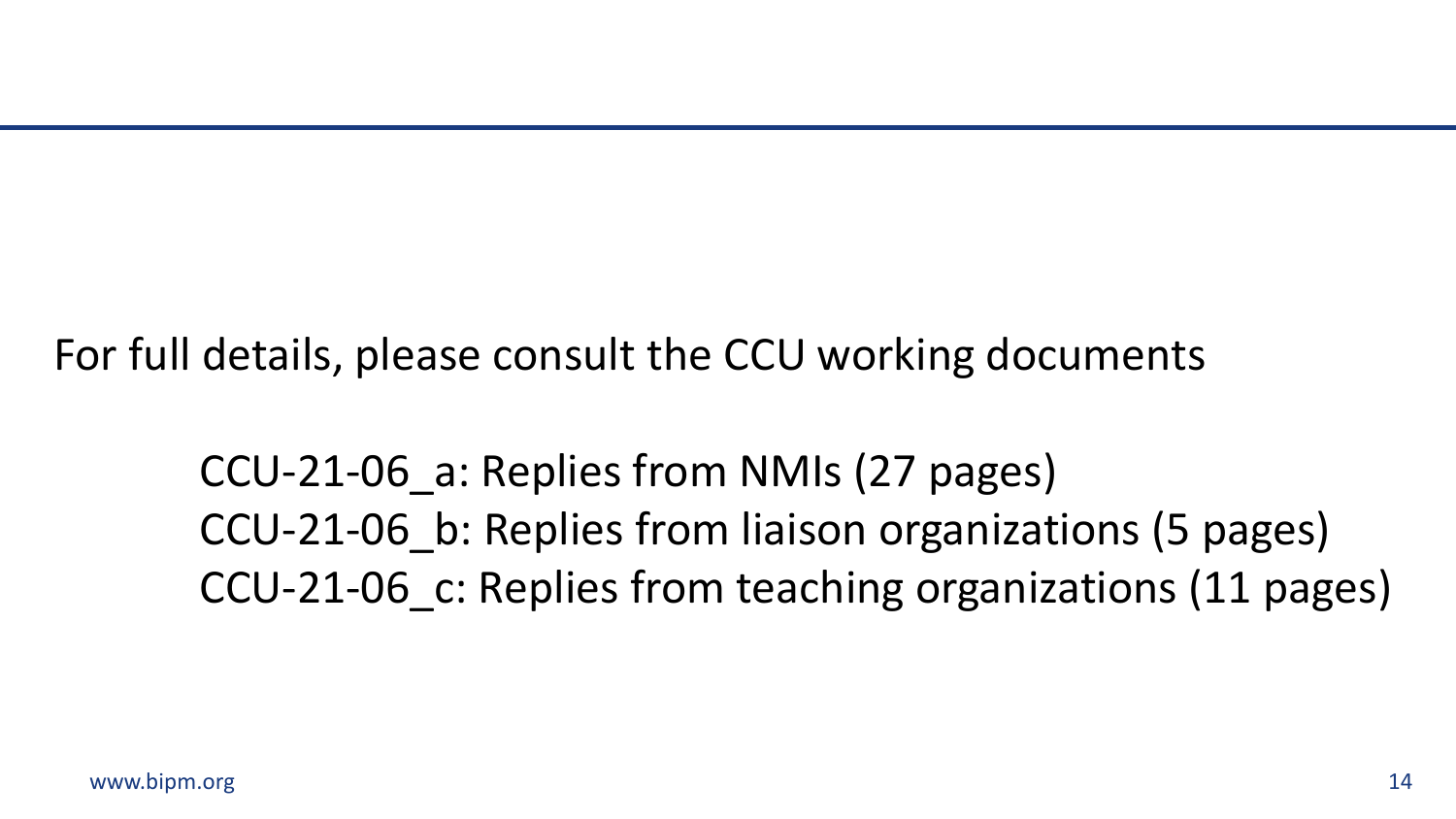For full details, please consult the CCU working documents

CCU-21-06_a: Replies from NMIs (27 pages)
CCU-21-06_b: Replies from liaison organizations (5 pages)
CCU-21-06_c: Replies from teaching organizations (11 pages)